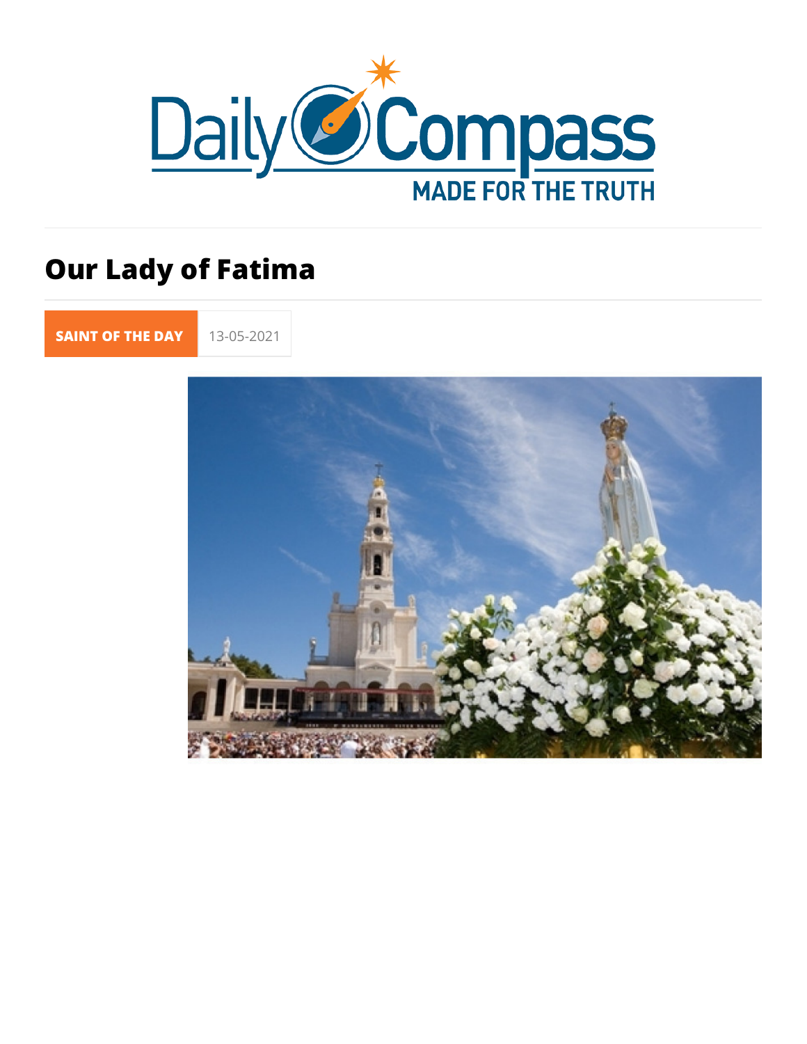# Our Lady of Fatima

SAINT OF THE DAY 13-05-2021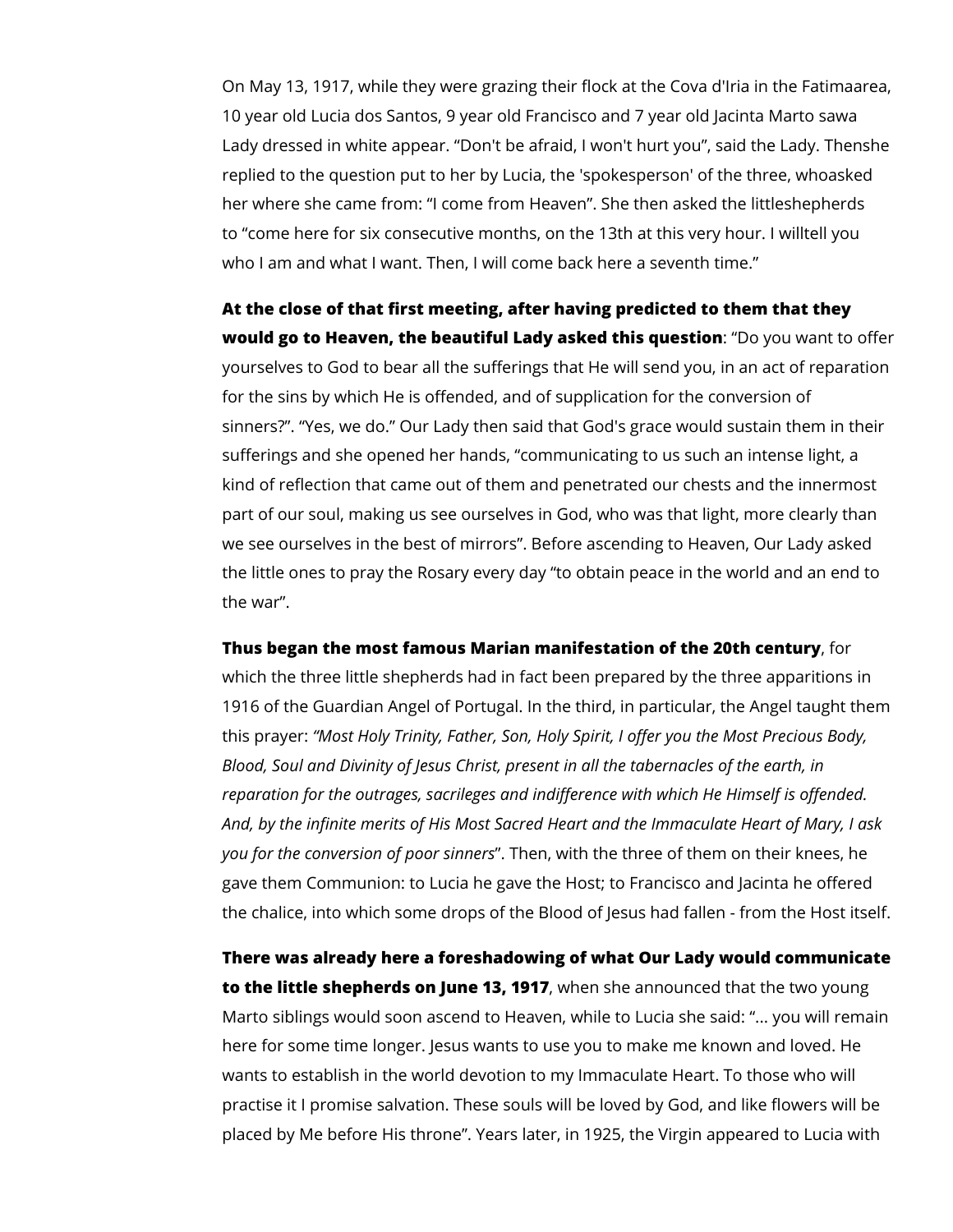On May 13, 1917, while they were grazing their flock at the Cova d'Iria in the Fatimaarea, 10 year old Lucia dos Santos, 9 year old Francisco and 7 year old Jacinta Marto sawa Lady dressed in white appear. "Don't be afraid, I won't hurt you", said the Lady. Thenshe replied to the question put to her by Lucia, the 'spokesperson' of the three, whoasked her where she came from: "I come from Heaven". She then asked the littleshepherds to "come here for six consecutive months, on the 13th at this very hour. I willtell you who I am and what I want. Then, I will come back here a seventh time."

**At the close of that first meeting, after having predicted to them that they would go to Heaven, the beautiful Lady asked this question**: "Do you want to offer yourselves to God to bear all the sufferings that He will send you, in an act of reparation for the sins by which He is offended, and of supplication for the conversion of sinners?". "Yes, we do." Our Lady then said that God's grace would sustain them in their sufferings and she opened her hands, "communicating to us such an intense light, a kind of reflection that came out of them and penetrated our chests and the innermost part of our soul, making us see ourselves in God, who was that light, more clearly than we see ourselves in the best of mirrors". Before ascending to Heaven, Our Lady asked the little ones to pray the Rosary every day "to obtain peace in the world and an end to the war".

**Thus began the most famous Marian manifestation of the 20th century**, for which the three little shepherds had in fact been prepared by the three apparitions in 1916 of the Guardian Angel of Portugal. In the third, in particular, the Angel taught them this prayer: *"Most Holy Trinity, Father, Son, Holy Spirit, I offer you the Most Precious Body, Blood, Soul and Divinity of Jesus Christ, present in all the tabernacles of the earth, in reparation for the outrages, sacrileges and indifference with which He Himself is offended. And, by the infinite merits of His Most Sacred Heart and the Immaculate Heart of Mary, I ask you for the conversion of poor sinners*". Then, with the three of them on their knees, he gave them Communion: to Lucia he gave the Host; to Francisco and Jacinta he offered the chalice, into which some drops of the Blood of Jesus had fallen - from the Host itself.

**There was already here a foreshadowing of what Our Lady would communicate to the little shepherds on June 13, 1917**, when she announced that the two young Marto siblings would soon ascend to Heaven, while to Lucia she said: "... you will remain here for some time longer. Jesus wants to use you to make me known and loved. He wants to establish in the world devotion to my Immaculate Heart. To those who will practise it I promise salvation. These souls will be loved by God, and like flowers will be placed by Me before His throne". Years later, in 1925, the Virgin appeared to Lucia with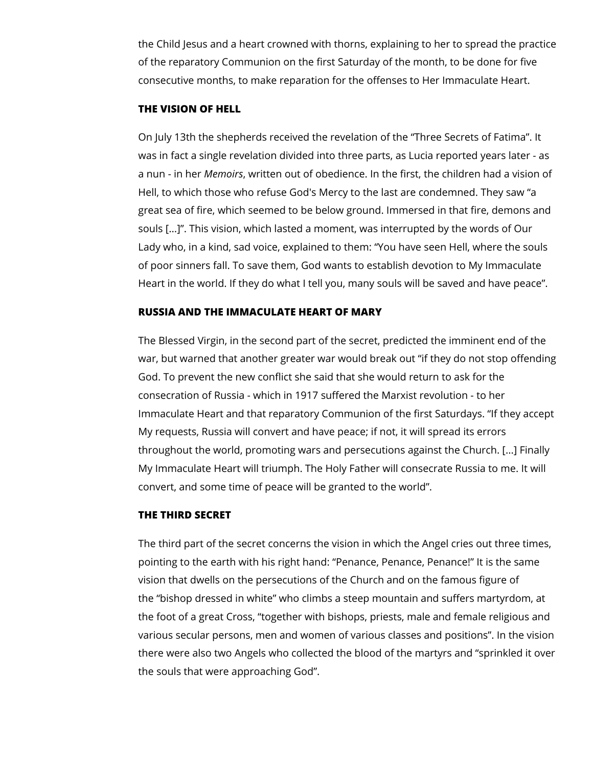the Child Jesus and a heart crowned with thorns, explaining to her to spread the practice of the reparatory Communion on the first Saturday of the month, to be done for five consecutive months, to make reparation for the offenses to Her Immaculate Heart.

**THE VISION OF HELL**

On July 13th the shepherds received the revelation of the "Three Secrets of Fatima". It was in fact a single revelation divided into three parts, as Lucia reported years later - as a nun - in her *Memoirs*, written out of obedience. In the first, the children had a vision of Hell, to which those who refuse God's Mercy to the last are condemned. They saw "a great sea of fire, which seemed to be below ground. Immersed in that fire, demons and souls [...]". This vision, which lasted a moment, was interrupted by the words of Our Lady who, in a kind, sad voice, explained to them: "You have seen Hell, where the souls of poor sinners fall. To save them, God wants to establish devotion to My Immaculate Heart in the world. If they do what I tell you, many souls will be saved and have peace".

**RUSSIA AND THE IMMACULATE HEART OF MARY**

The Blessed Virgin, in the second part of the secret, predicted the imminent end of the war, but warned that another greater war would break out "if they do not stop offending God. To prevent the new conflict she said that she would return to ask for the consecration of Russia - which in 1917 suffered the Marxist revolution - to her Immaculate Heart and that reparatory Communion of the first Saturdays. "If they accept My requests, Russia will convert and have peace; if not, it will spread its errors throughout the world, promoting wars and persecutions against the Church. [...] Finally My Immaculate Heart will triumph. The Holy Father will consecrate Russia to me. It will convert, and some time of peace will be granted to the world".

**THE THIRD SECRET**

The third part of the secret concerns the vision in which the Angel cries out three times, pointing to the earth with his right hand: "Penance, Penance, Penance!" It is the same vision that dwells on the persecutions of the Church and on the famous figure of the "bishop dressed in white" who climbs a steep mountain and suffers martyrdom, at the foot of a great Cross, "together with bishops, priests, male and female religious and various secular persons, men and women of various classes and positions". In the vision there were also two Angels who collected the blood of the martyrs and "sprinkled it over the souls that were approaching God".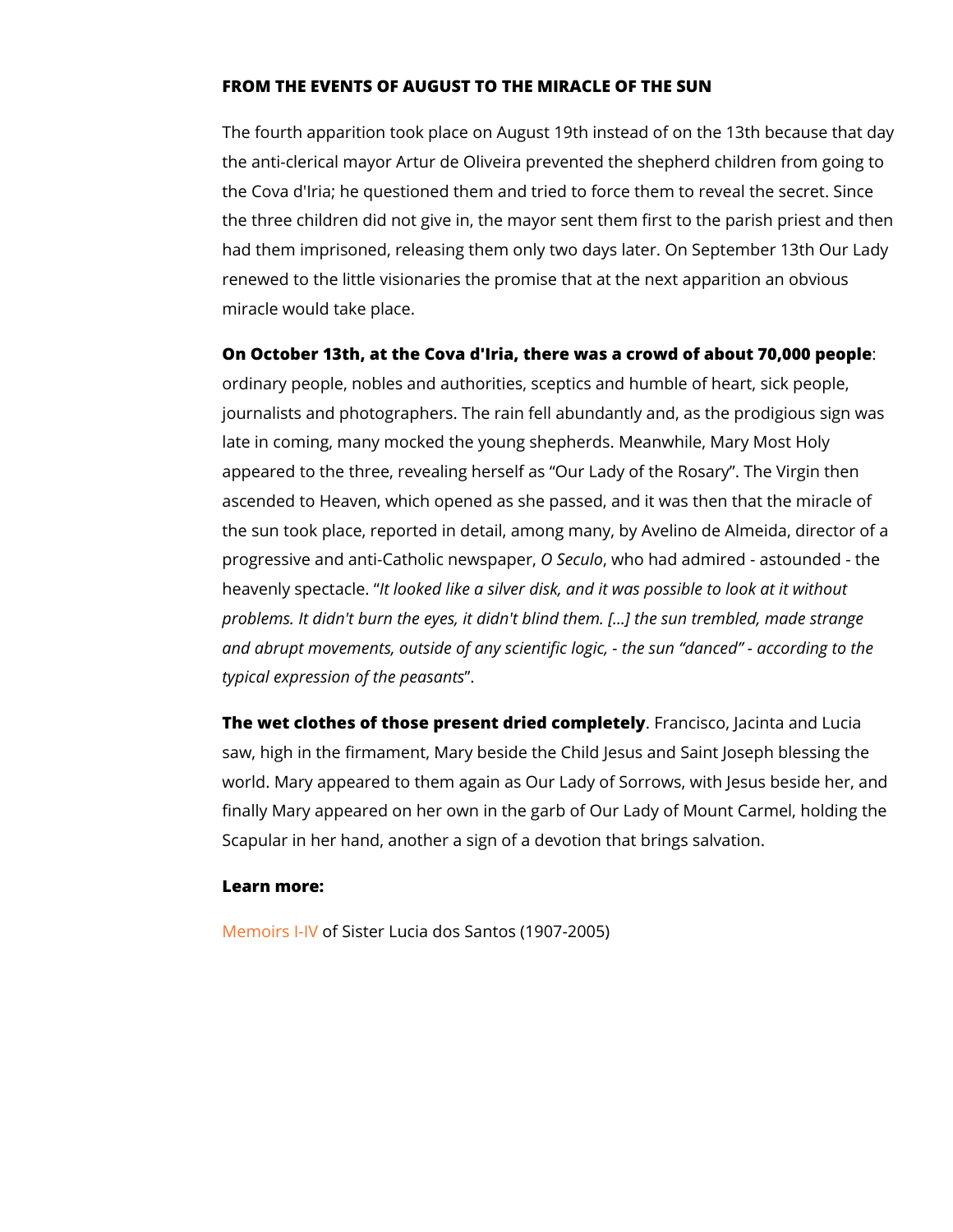## FROM THE EVENTS OF AUGUST TO THE MIRACLE OF THE SUN

The fourth apparition took place on August 19th instead of on the 13th because that day the anti-clerical mayor Artur de Oliveira prevented the shepherd children from going to the Cova d'Iria; he questioned them and tried to force them to reveal the secret. Since the three children did not give in, the mayor sent them first to the parish priest and then had them imprisoned, releasing them only two days later. On September 13th Our Lady renewed to the little visionaries the promise that at the next apparition an obvious miracle would take place.

**On October 13th, at the Cova d'Iria, there was a crowd of about 70,000 people**: ordinary people, nobles and authorities, sceptics and humble of heart, sick people, journalists and photographers. The rain fell abundantly and, as the prodigious sign was late in coming, many mocked the young shepherds. Meanwhile, Mary Most Holy appeared to the three, revealing herself as “Our Lady of the Rosary”. The Virgin then ascended to Heaven, which opened as she passed, and it was then that the miracle of the sun took place, reported in detail, among many, by Avelino de Almeida, director of a progressive and anti-Catholic newspaper, *O Seculo*, who had admired - astounded - the heavenly spectacle. “*It looked like a silver disk, and it was possible to look at it without problems. It didn't burn the eyes, it didn't blind them. [...] the sun trembled, made strange and abrupt movements, outside of any scientific logic, - the sun “danced” - according to the typical expression of the peasants*”.

**The wet clothes of those present dried completely**. Francisco, Jacinta and Lucia saw, high in the firmament, Mary beside the Child Jesus and Saint Joseph blessing the world. Mary appeared to them again as Our Lady of Sorrows, with Jesus beside her, and finally Mary appeared on her own in the garb of Our Lady of Mount Carmel, holding the Scapular in her hand, another a sign of a devotion that brings salvation.

**Learn more:**

Memoirs I-IV of Sister Lucia dos Santos (1907-2005)